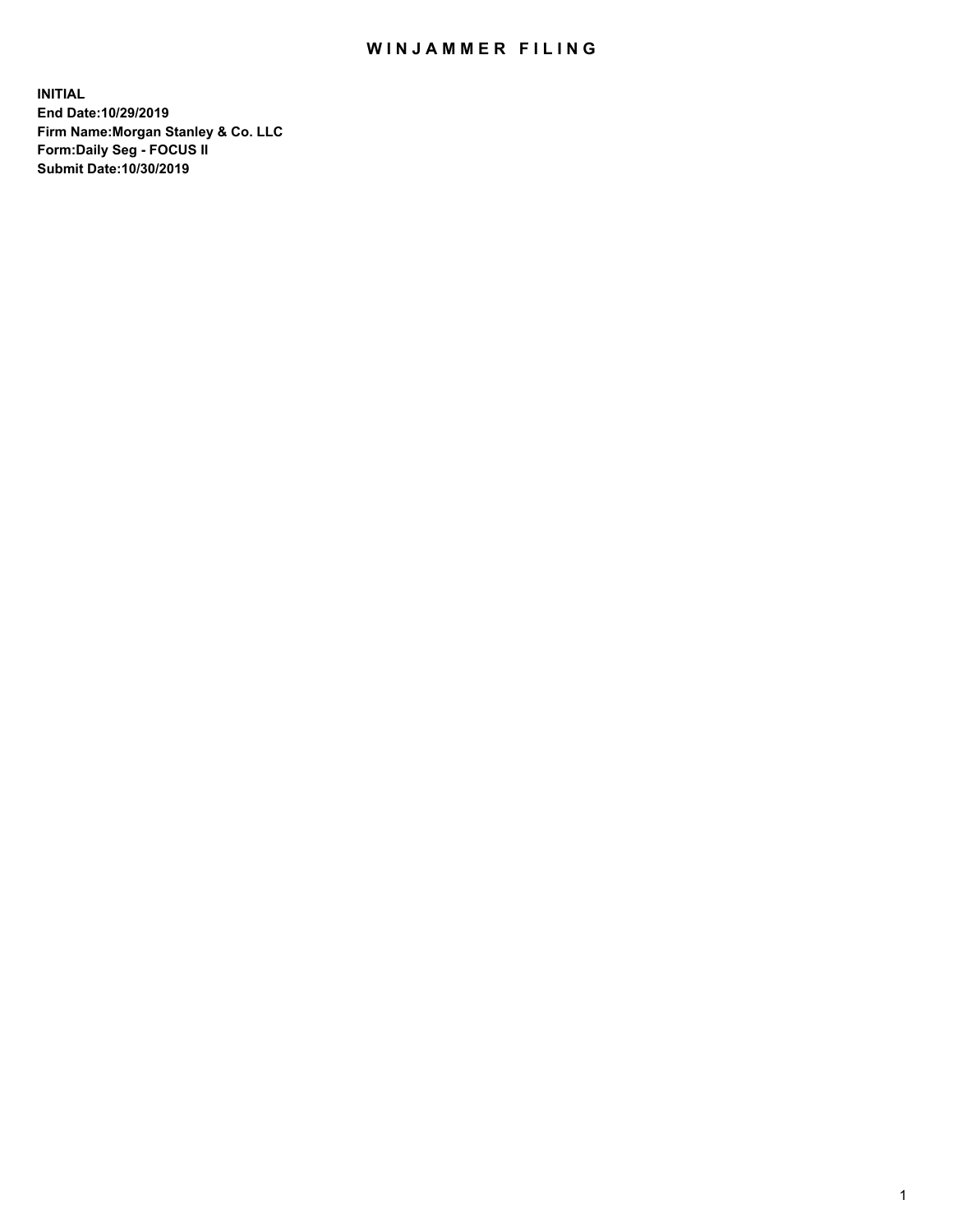# WINJAMMER FILING

**INITIAL**
**End Date:10/29/2019**
**Firm Name:Morgan Stanley & Co. LLC**
**Form:Daily Seg - FOCUS II**
**Submit Date:10/30/2019**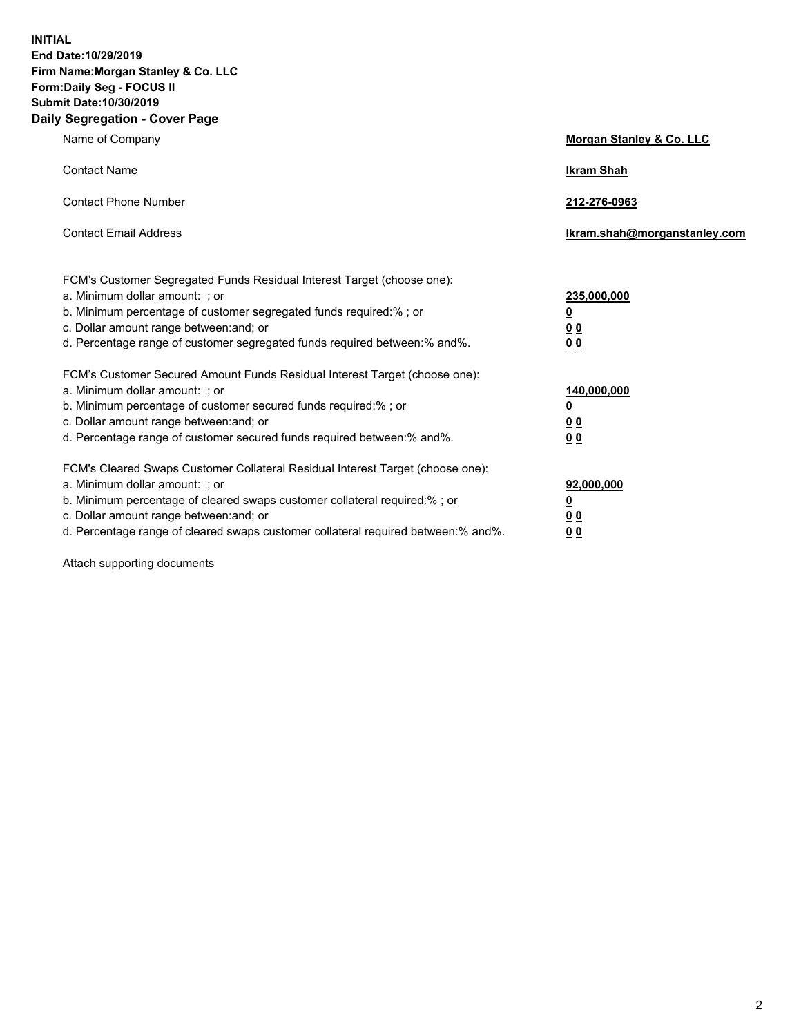**INITIAL**
**End Date:10/29/2019**
**Firm Name:Morgan Stanley & Co. LLC**
**Form:Daily Seg - FOCUS II**
**Submit Date:10/30/2019**

## Daily Segregation - Cover Page

| | |
|---|---|
| Name of Company | **Morgan Stanley & Co. LLC** |
| Contact Name | **Ikram Shah** |
| Contact Phone Number | **212-276-0963** |
| Contact Email Address | **Ikram.shah@morganstanley.com** |

| | |
|---|---|
| FCM's Customer Segregated Funds Residual Interest Target (choose one): | |
| a. Minimum dollar amount: ; or | **235,000,000** |
| b. Minimum percentage of customer segregated funds required:% ; or | **0** |
| c. Dollar amount range between:and; or | **0 0** |
| d. Percentage range of customer segregated funds required between:% and%. | **0 0** |
| FCM's Customer Secured Amount Funds Residual Interest Target (choose one): | |
| a. Minimum dollar amount: ; or | **140,000,000** |
| b. Minimum percentage of customer secured funds required:% ; or | **0** |
| c. Dollar amount range between:and; or | **0 0** |
| d. Percentage range of customer secured funds required between:% and%. | **0 0** |
| FCM's Cleared Swaps Customer Collateral Residual Interest Target (choose one): | |
| a. Minimum dollar amount: ; or | **92,000,000** |
| b. Minimum percentage of cleared swaps customer collateral required:% ; or | **0** |
| c. Dollar amount range between:and; or | **0 0** |
| d. Percentage range of cleared swaps customer collateral required between:% and%. | **0 0** |

Attach supporting documents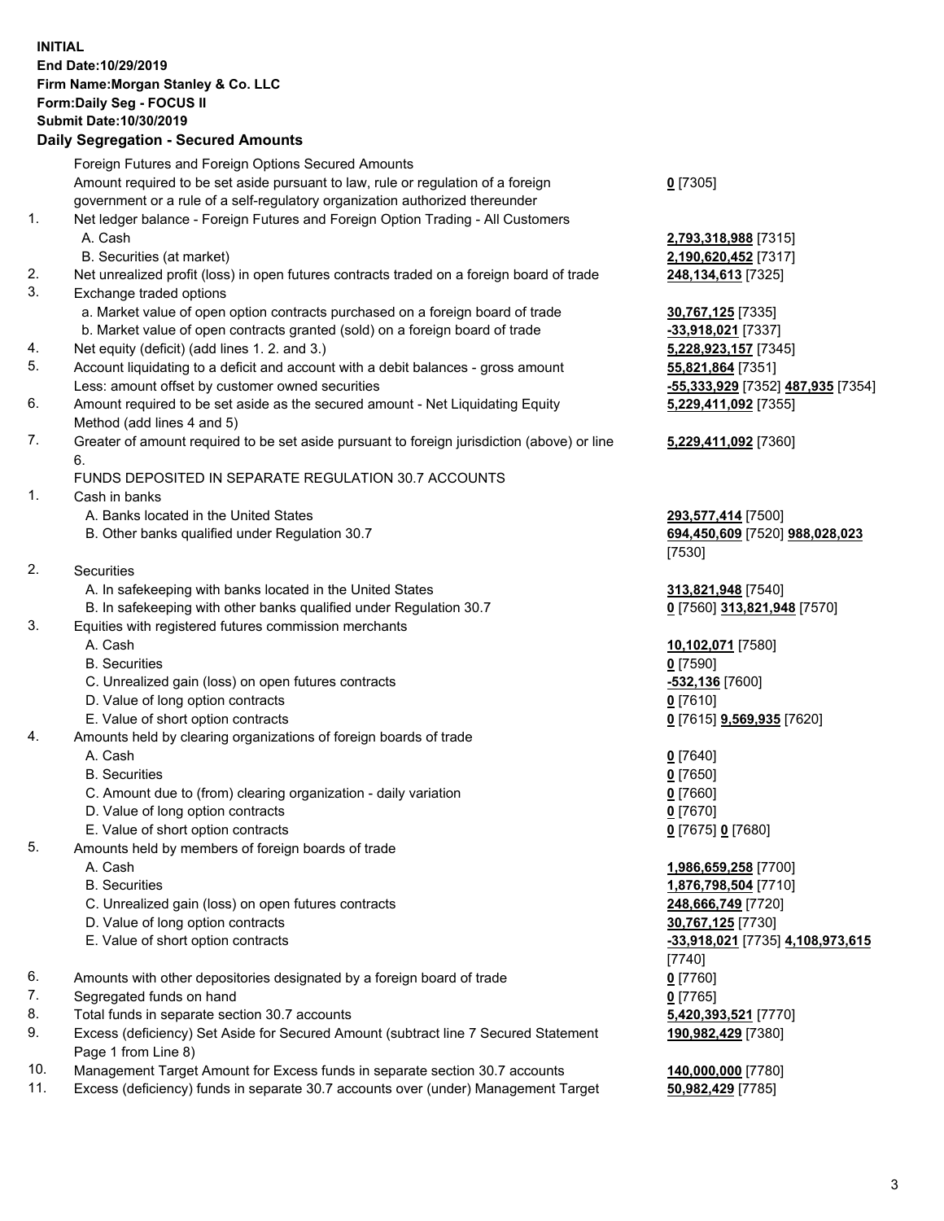**INITIAL**
**End Date:10/29/2019**
**Firm Name:Morgan Stanley & Co. LLC**
**Form:Daily Seg - FOCUS II**
**Submit Date:10/30/2019**

## Daily Segregation - Secured Amounts

| | | |
|---|---|---|
| | Foreign Futures and Foreign Options Secured Amounts | |
| | Amount required to be set aside pursuant to law, rule or regulation of a foreign government or a rule of a self-regulatory organization authorized thereunder | **0** [7305] |
| 1. | Net ledger balance - Foreign Futures and Foreign Option Trading - All Customers | |
| | A. Cash | **2,793,318,988** [7315] |
| | B. Securities (at market) | **2,190,620,452** [7317] |
| 2. | Net unrealized profit (loss) in open futures contracts traded on a foreign board of trade | **248,134,613** [7325] |
| 3. | Exchange traded options | |
| | a. Market value of open option contracts purchased on a foreign board of trade | **30,767,125** [7335] |
| | b. Market value of open contracts granted (sold) on a foreign board of trade | **-33,918,021** [7337] |
| 4. | Net equity (deficit) (add lines 1. 2. and 3.) | **5,228,923,157** [7345] |
| 5. | Account liquidating to a deficit and account with a debit balances - gross amount | **55,821,864** [7351] |
| | Less: amount offset by customer owned securities | **-55,333,929** [7352] **487,935** [7354] |
| 6. | Amount required to be set aside as the secured amount - Net Liquidating Equity Method (add lines 4 and 5) | **5,229,411,092** [7355] |
| 7. | Greater of amount required to be set aside pursuant to foreign jurisdiction (above) or line 6. | **5,229,411,092** [7360] |
| | FUNDS DEPOSITED IN SEPARATE REGULATION 30.7 ACCOUNTS | |
| 1. | Cash in banks | |
| | A. Banks located in the United States | **293,577,414** [7500] |
| | B. Other banks qualified under Regulation 30.7 | **694,450,609** [7520] **988,028,023** [7530] |
| 2. | Securities | |
| | A. In safekeeping with banks located in the United States | **313,821,948** [7540] |
| | B. In safekeeping with other banks qualified under Regulation 30.7 | **0** [7560] **313,821,948** [7570] |
| 3. | Equities with registered futures commission merchants | |
| | A. Cash | **10,102,071** [7580] |
| | B. Securities | **0** [7590] |
| | C. Unrealized gain (loss) on open futures contracts | **-532,136** [7600] |
| | D. Value of long option contracts | **0** [7610] |
| | E. Value of short option contracts | **0** [7615] **9,569,935** [7620] |
| 4. | Amounts held by clearing organizations of foreign boards of trade | |
| | A. Cash | **0** [7640] |
| | B. Securities | **0** [7650] |
| | C. Amount due to (from) clearing organization - daily variation | **0** [7660] |
| | D. Value of long option contracts | **0** [7670] |
| | E. Value of short option contracts | **0** [7675] **0** [7680] |
| 5. | Amounts held by members of foreign boards of trade | |
| | A. Cash | **1,986,659,258** [7700] |
| | B. Securities | **1,876,798,504** [7710] |
| | C. Unrealized gain (loss) on open futures contracts | **248,666,749** [7720] |
| | D. Value of long option contracts | **30,767,125** [7730] |
| | E. Value of short option contracts | **-33,918,021** [7735] **4,108,973,615** [7740] |
| 6. | Amounts with other depositories designated by a foreign board of trade | **0** [7760] |
| 7. | Segregated funds on hand | **0** [7765] |
| 8. | Total funds in separate section 30.7 accounts | **5,420,393,521** [7770] |
| 9. | Excess (deficiency) Set Aside for Secured Amount (subtract line 7 Secured Statement Page 1 from Line 8) | **190,982,429** [7380] |
| 10. | Management Target Amount for Excess funds in separate section 30.7 accounts | **140,000,000** [7780] |
| 11. | Excess (deficiency) funds in separate 30.7 accounts over (under) Management Target | **50,982,429** [7785] |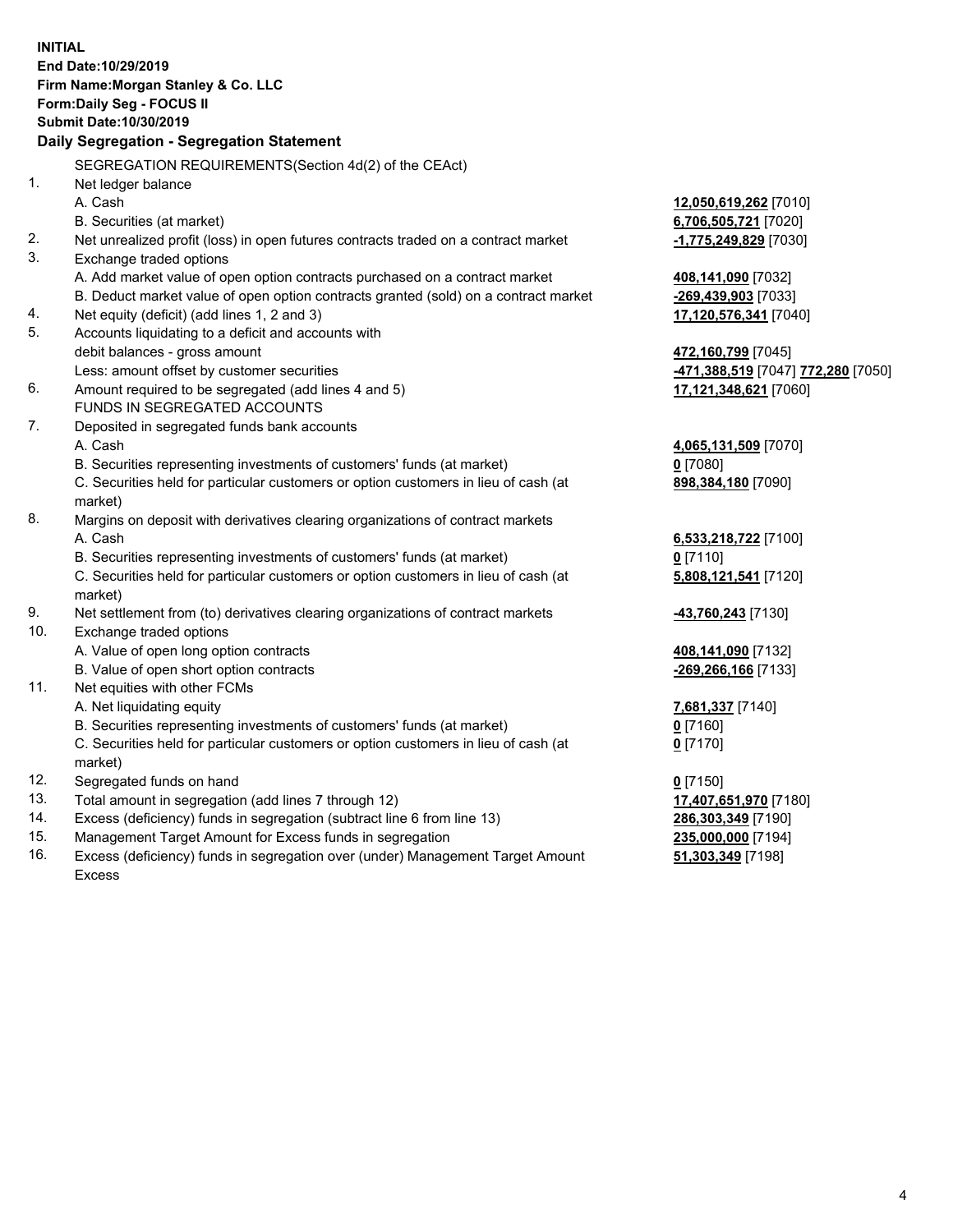**INITIAL**
**End Date:10/29/2019**
**Firm Name:Morgan Stanley & Co. LLC**
**Form:Daily Seg - FOCUS II**
**Submit Date:10/30/2019**

### Daily Segregation - Segregation Statement

SEGREGATION REQUIREMENTS(Section 4d(2) of the CEAct)

| | | |
|---|---|---|
| 1. | Net ledger balance | |
| | A. Cash | **12,050,619,262** [7010] |
| | B. Securities (at market) | **6,706,505,721** [7020] |
| 2. | Net unrealized profit (loss) in open futures contracts traded on a contract market | **-1,775,249,829** [7030] |
| 3. | Exchange traded options | |
| | A. Add market value of open option contracts purchased on a contract market | **408,141,090** [7032] |
| | B. Deduct market value of open option contracts granted (sold) on a contract market | **-269,439,903** [7033] |
| 4. | Net equity (deficit) (add lines 1, 2 and 3) | **17,120,576,341** [7040] |
| 5. | Accounts liquidating to a deficit and accounts with debit balances - gross amount | **472,160,799** [7045] |
| | Less: amount offset by customer securities | **-471,388,519** [7047] **772,280** [7050] |
| 6. | Amount required to be segregated (add lines 4 and 5) | **17,121,348,621** [7060] |
| | FUNDS IN SEGREGATED ACCOUNTS | |
| 7. | Deposited in segregated funds bank accounts | |
| | A. Cash | **4,065,131,509** [7070] |
| | B. Securities representing investments of customers' funds (at market) | **0** [7080] |
| | C. Securities held for particular customers or option customers in lieu of cash (at market) | **898,384,180** [7090] |
| 8. | Margins on deposit with derivatives clearing organizations of contract markets | |
| | A. Cash | **6,533,218,722** [7100] |
| | B. Securities representing investments of customers' funds (at market) | **0** [7110] |
| | C. Securities held for particular customers or option customers in lieu of cash (at market) | **5,808,121,541** [7120] |
| 9. | Net settlement from (to) derivatives clearing organizations of contract markets | **-43,760,243** [7130] |
| 10. | Exchange traded options | |
| | A. Value of open long option contracts | **408,141,090** [7132] |
| | B. Value of open short option contracts | **-269,266,166** [7133] |
| 11. | Net equities with other FCMs | |
| | A. Net liquidating equity | **7,681,337** [7140] |
| | B. Securities representing investments of customers' funds (at market) | **0** [7160] |
| | C. Securities held for particular customers or option customers in lieu of cash (at market) | **0** [7170] |
| 12. | Segregated funds on hand | **0** [7150] |
| 13. | Total amount in segregation (add lines 7 through 12) | **17,407,651,970** [7180] |
| 14. | Excess (deficiency) funds in segregation (subtract line 6 from line 13) | **286,303,349** [7190] |
| 15. | Management Target Amount for Excess funds in segregation | **235,000,000** [7194] |
| 16. | Excess (deficiency) funds in segregation over (under) Management Target Amount Excess | **51,303,349** [7198] |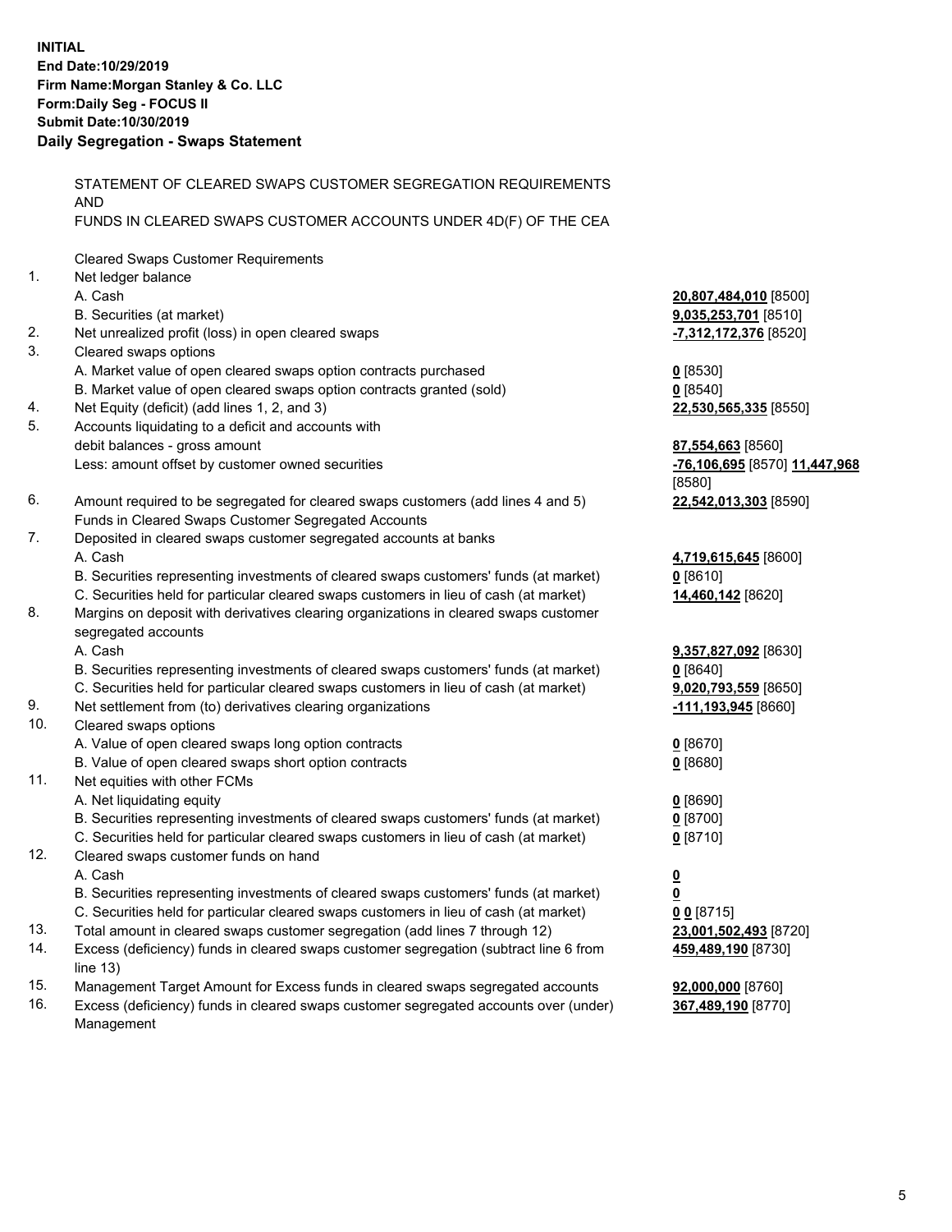**INITIAL**
**End Date:10/29/2019**
**Firm Name:Morgan Stanley & Co. LLC**
**Form:Daily Seg - FOCUS II**
**Submit Date:10/30/2019**
**Daily Segregation - Swaps Statement**

STATEMENT OF CLEARED SWAPS CUSTOMER SEGREGATION REQUIREMENTS AND FUNDS IN CLEARED SWAPS CUSTOMER ACCOUNTS UNDER 4D(F) OF THE CEA

| | | |
|---|---|---|
| | Cleared Swaps Customer Requirements | |
| 1. | Net ledger balance | |
| | A. Cash | **20,807,484,010** [8500] |
| | B. Securities (at market) | **9,035,253,701** [8510] |
| 2. | Net unrealized profit (loss) in open cleared swaps | **-7,312,172,376** [8520] |
| 3. | Cleared swaps options | |
| | A. Market value of open cleared swaps option contracts purchased | **0** [8530] |
| | B. Market value of open cleared swaps option contracts granted (sold) | **0** [8540] |
| 4. | Net Equity (deficit) (add lines 1, 2, and 3) | **22,530,565,335** [8550] |
| 5. | Accounts liquidating to a deficit and accounts with debit balances - gross amount | **87,554,663** [8560] |
| | Less: amount offset by customer owned securities | **-76,106,695** [8570] **11,447,968** [8580] |
| 6. | Amount required to be segregated for cleared swaps customers (add lines 4 and 5) | **22,542,013,303** [8590] |
| | Funds in Cleared Swaps Customer Segregated Accounts | |
| 7. | Deposited in cleared swaps customer segregated accounts at banks | |
| | A. Cash | **4,719,615,645** [8600] |
| | B. Securities representing investments of cleared swaps customers' funds (at market) | **0** [8610] |
| | C. Securities held for particular cleared swaps customers in lieu of cash (at market) | **14,460,142** [8620] |
| 8. | Margins on deposit with derivatives clearing organizations in cleared swaps customer segregated accounts | |
| | A. Cash | **9,357,827,092** [8630] |
| | B. Securities representing investments of cleared swaps customers' funds (at market) | **0** [8640] |
| | C. Securities held for particular cleared swaps customers in lieu of cash (at market) | **9,020,793,559** [8650] |
| 9. | Net settlement from (to) derivatives clearing organizations | **-111,193,945** [8660] |
| 10. | Cleared swaps options | |
| | A. Value of open cleared swaps long option contracts | **0** [8670] |
| | B. Value of open cleared swaps short option contracts | **0** [8680] |
| 11. | Net equities with other FCMs | |
| | A. Net liquidating equity | **0** [8690] |
| | B. Securities representing investments of cleared swaps customers' funds (at market) | **0** [8700] |
| | C. Securities held for particular cleared swaps customers in lieu of cash (at market) | **0** [8710] |
| 12. | Cleared swaps customer funds on hand | |
| | A. Cash | **0** |
| | B. Securities representing investments of cleared swaps customers' funds (at market) | **0** |
| | C. Securities held for particular cleared swaps customers in lieu of cash (at market) | **0** **0** [8715] |
| 13. | Total amount in cleared swaps customer segregation (add lines 7 through 12) | **23,001,502,493** [8720] |
| 14. | Excess (deficiency) funds in cleared swaps customer segregation (subtract line 6 from line 13) | **459,489,190** [8730] |
| 15. | Management Target Amount for Excess funds in cleared swaps segregated accounts | **92,000,000** [8760] |
| 16. | Excess (deficiency) funds in cleared swaps customer segregated accounts over (under) Management | **367,489,190** [8770] |